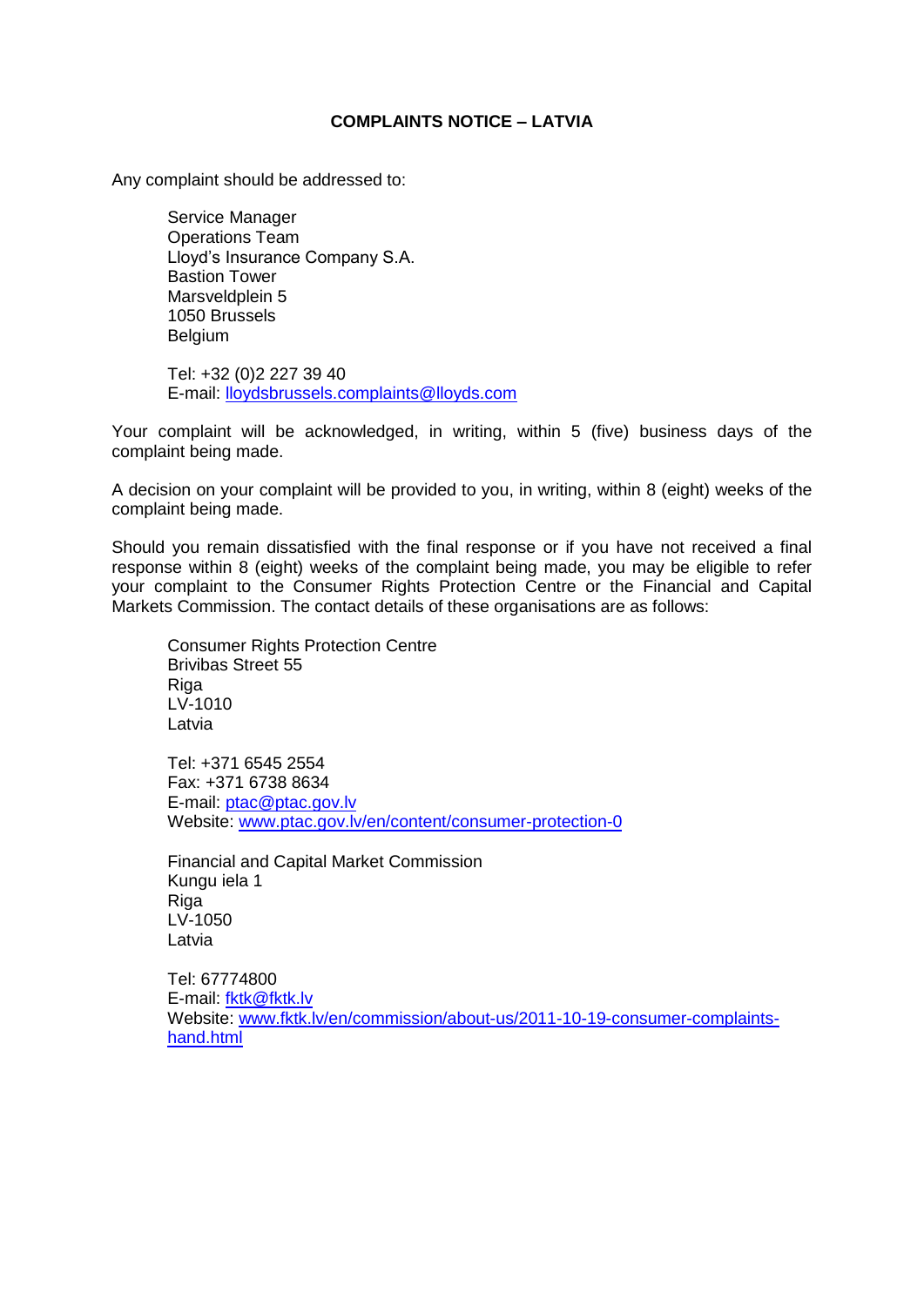# COMPLAINTS NOTICE – LATVIA

Any complaint should be addressed to:

Service Manager
Operations Team
Lloyd's Insurance Company S.A.
Bastion Tower
Marsveldplein 5
1050 Brussels
Belgium

Tel: +32 (0)2 227 39 40
E-mail: lloydsbrussels.complaints@lloyds.com

Your complaint will be acknowledged, in writing, within 5 (five) business days of the complaint being made.

A decision on your complaint will be provided to you, in writing, within 8 (eight) weeks of the complaint being made.

Should you remain dissatisfied with the final response or if you have not received a final response within 8 (eight) weeks of the complaint being made, you may be eligible to refer your complaint to the Consumer Rights Protection Centre or the Financial and Capital Markets Commission. The contact details of these organisations are as follows:

Consumer Rights Protection Centre
Brivibas Street 55
Riga
LV-1010
Latvia

Tel: +371 6545 2554
Fax: +371 6738 8634
E-mail: ptac@ptac.gov.lv
Website: www.ptac.gov.lv/en/content/consumer-protection-0

Financial and Capital Market Commission
Kungu iela 1
Riga
LV-1050
Latvia

Tel: 67774800
E-mail: fktk@fktk.lv
Website: www.fktk.lv/en/commission/about-us/2011-10-19-consumer-complaints-hand.html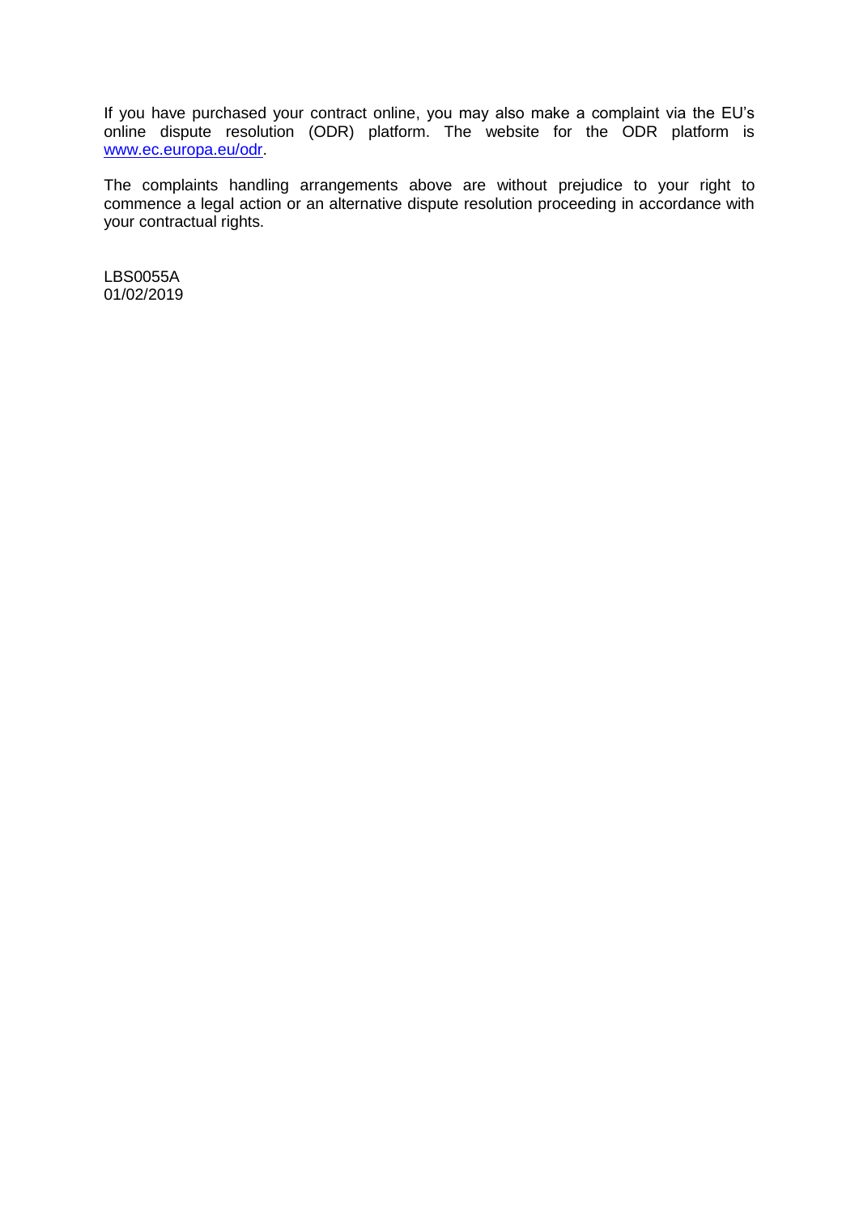If you have purchased your contract online, you may also make a complaint via the EU's online dispute resolution (ODR) platform. The website for the ODR platform is [www.ec.europa.eu/odr](www.ec.europa.eu/odr).

The complaints handling arrangements above are without prejudice to your right to commence a legal action or an alternative dispute resolution proceeding in accordance with your contractual rights.

LBS0055A  
01/02/2019